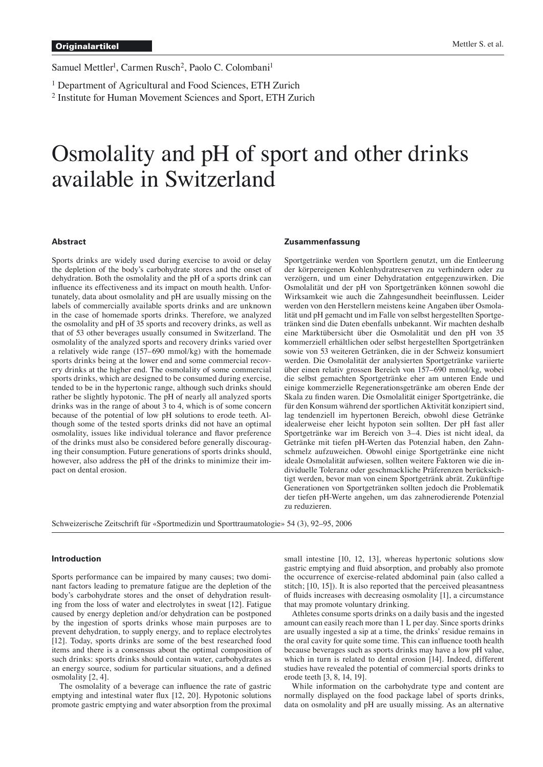**Originalartikel**

Samuel Mettler[1], Carmen Rusch[2], Paolo C. Colombani[1]

[1] Department of Agricultural and Food Sciences, ETH Zurich

[2] Institute for Human Movement Sciences and Sport, ETH Zurich

# Osmolality and pH of sport and other drinks available in Switzerland

### Abstract

Sports drinks are widely used during exercise to avoid or delay the depletion of the body's carbohydrate stores and the onset of dehydration. Both the osmolality and the pH of a sports drink can influence its effectiveness and its impact on mouth health. Unfortunately, data about osmolality and pH are usually missing on the labels of commercially available sports drinks and are unknown in the case of homemade sports drinks. Therefore, we analyzed the osmolality and pH of 35 sports and recovery drinks, as well as that of 53 other beverages usually consumed in Switzerland. The osmolality of the analyzed sports and recovery drinks varied over a relatively wide range (157–690 mmol/kg) with the homemade sports drinks being at the lower end and some commercial recovery drinks at the higher end. The osmolality of some commercial sports drinks, which are designed to be consumed during exercise, tended to be in the hypertonic range, although such drinks should rather be slightly hypotonic. The pH of nearly all analyzed sports drinks was in the range of about 3 to 4, which is of some concern because of the potential of low pH solutions to erode teeth. Although some of the tested sports drinks did not have an optimal osmolality, issues like individual tolerance and flavor preference of the drinks must also be considered before generally discouraging their consumption. Future generations of sports drinks should, however, also address the pH of the drinks to minimize their impact on dental erosion.

### Zusammenfassung

Sportgetränke werden von Sportlern genutzt, um die Entleerung der körpereigenen Kohlenhydratreserven zu verhindern oder zu verzögern, und um einer Dehydratation entgegenzuwirken. Die Osmolalität und der pH von Sportgetränken können sowohl die Wirksamkeit wie auch die Zahngesundheit beeinflussen. Leider werden von den Herstellern meistens keine Angaben über Osmolalität und pH gemacht und im Falle von selbst hergestellten Sportgetränken sind die Daten ebenfalls unbekannt. Wir machten deshalb eine Marktübersicht über die Osmolalität und den pH von 35 kommerziell erhältlichen oder selbst hergestellten Sportgetränken sowie von 53 weiteren Getränken, die in der Schweiz konsumiert werden. Die Osmolalität der analysierten Sportgetränke variierte über einen relativ grossen Bereich von 157–690 mmol/kg, wobei die selbst gemachten Sportgetränke eher am unteren Ende und einige kommerzielle Regenerationsgetränke am oberen Ende der Skala zu finden waren. Die Osmolalität einiger Sportgetränke, die für den Konsum während der sportlichen Aktivität konzipiert sind, lag tendenziell im hypertonen Bereich, obwohl diese Getränke idealerweise eher leicht hypoton sein sollten. Der pH fast aller Sportgetränke war im Bereich von 3–4. Dies ist nicht ideal, da Getränke mit tiefen pH-Werten das Potenzial haben, den Zahnschmelz aufzuweichen. Obwohl einige Sportgetränke eine nicht ideale Osmolalität aufwiesen, sollten weitere Faktoren wie die individuelle Toleranz oder geschmackliche Präferenzen berücksichtigt werden, bevor man von einem Sportgetränk abrät. Zukünftige Generationen von Sportgetränken sollten jedoch die Problematik der tiefen pH-Werte angehen, um das zahnerodierende Potenzial zu reduzieren.

Schweizerische Zeitschrift für «Sportmedizin und Sporttraumatologie» 54 (3), 92–95, 2006

### Introduction

Sports performance can be impaired by many causes; two dominant factors leading to premature fatigue are the depletion of the body's carbohydrate stores and the onset of dehydration resulting from the loss of water and electrolytes in sweat [12]. Fatigue caused by energy depletion and/or dehydration can be postponed by the ingestion of sports drinks whose main purposes are to prevent dehydration, to supply energy, and to replace electrolytes [12]. Today, sports drinks are some of the best researched food items and there is a consensus about the optimal composition of such drinks: sports drinks should contain water, carbohydrates as an energy source, sodium for particular situations, and a defined osmolality [2, 4].

The osmolality of a beverage can influence the rate of gastric emptying and intestinal water flux [12, 20]. Hypotonic solutions promote gastric emptying and water absorption from the proximal small intestine [10, 12, 13], whereas hypertonic solutions slow gastric emptying and fluid absorption, and probably also promote the occurrence of exercise-related abdominal pain (also called a stitch; [10, 15]). It is also reported that the perceived pleasantness of fluids increases with decreasing osmolality [1], a circumstance that may promote voluntary drinking.

Athletes consume sports drinks on a daily basis and the ingested amount can easily reach more than 1 L per day. Since sports drinks are usually ingested a sip at a time, the drinks' residue remains in the oral cavity for quite some time. This can influence tooth health because beverages such as sports drinks may have a low pH value, which in turn is related to dental erosion [14]. Indeed, different studies have revealed the potential of commercial sports drinks to erode teeth [3, 8, 14, 19].

While information on the carbohydrate type and content are normally displayed on the food package label of sports drinks, data on osmolality and pH are usually missing. As an alternative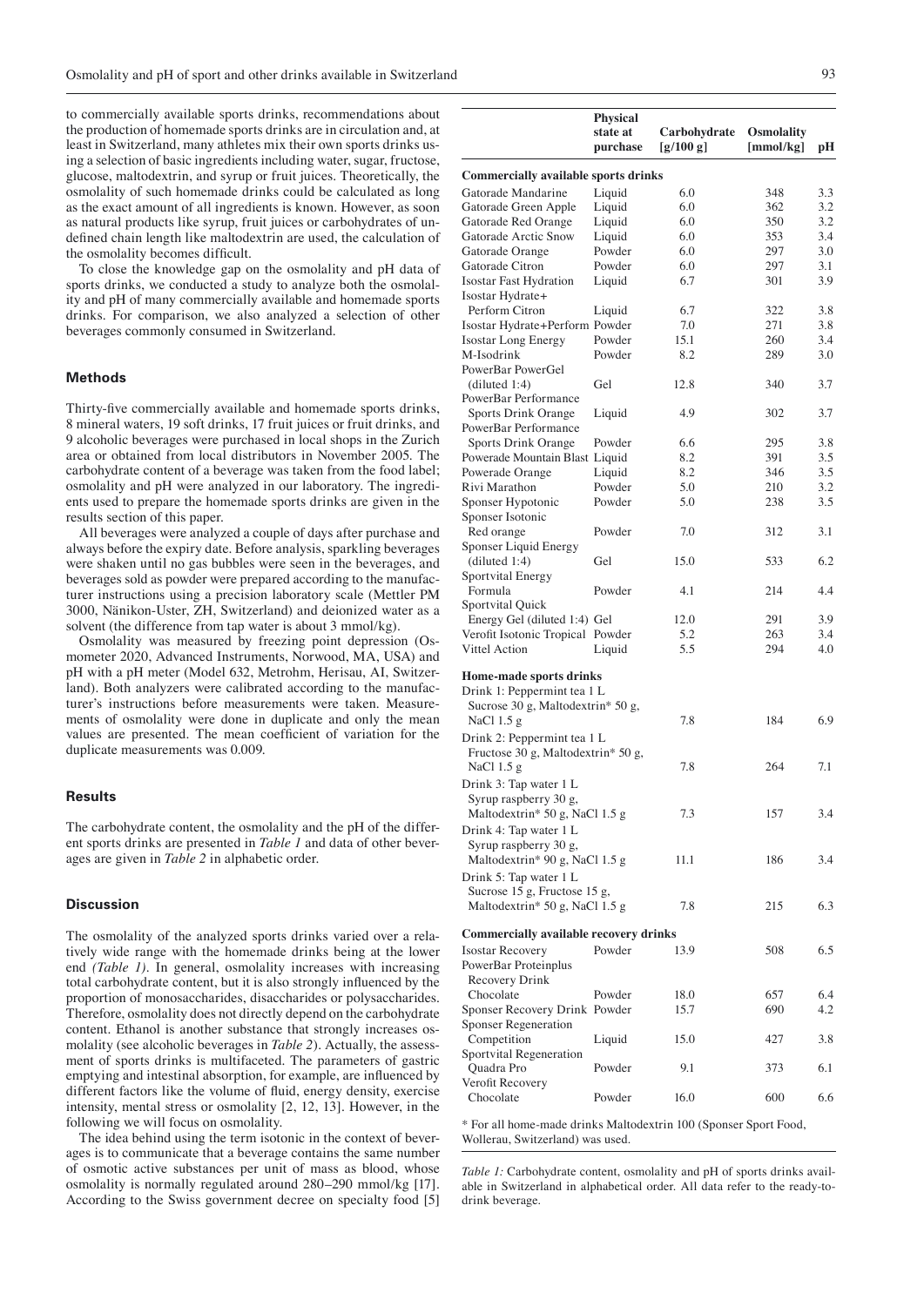to commercially available sports drinks, recommendations about the production of homemade sports drinks are in circulation and, at least in Switzerland, many athletes mix their own sports drinks using a selection of basic ingredients including water, sugar, fructose, glucose, maltodextrin, and syrup or fruit juices. Theoretically, the osmolality of such homemade drinks could be calculated as long as the exact amount of all ingredients is known. However, as soon as natural products like syrup, fruit juices or carbohydrates of undefined chain length like maltodextrin are used, the calculation of the osmolality becomes difficult.

To close the knowledge gap on the osmolality and pH data of sports drinks, we conducted a study to analyze both the osmolality and pH of many commercially available and homemade sports drinks. For comparison, we also analyzed a selection of other beverages commonly consumed in Switzerland.

## Methods

Thirty-five commercially available and homemade sports drinks, 8 mineral waters, 19 soft drinks, 17 fruit juices or fruit drinks, and 9 alcoholic beverages were purchased in local shops in the Zurich area or obtained from local distributors in November 2005. The carbohydrate content of a beverage was taken from the food label; osmolality and pH were analyzed in our laboratory. The ingredients used to prepare the homemade sports drinks are given in the results section of this paper.

All beverages were analyzed a couple of days after purchase and always before the expiry date. Before analysis, sparkling beverages were shaken until no gas bubbles were seen in the beverages, and beverages sold as powder were prepared according to the manufacturer instructions using a precision laboratory scale (Mettler PM 3000, Nänikon-Uster, ZH, Switzerland) and deionized water as a solvent (the difference from tap water is about 3 mmol/kg).

Osmolality was measured by freezing point depression (Osmometer 2020, Advanced Instruments, Norwood, MA, USA) and pH with a pH meter (Model 632, Metrohm, Herisau, AI, Switzerland). Both analyzers were calibrated according to the manufacturer's instructions before measurements were taken. Measurements of osmolality were done in duplicate and only the mean values are presented. The mean coefficient of variation for the duplicate measurements was 0.009.

## Results

The carbohydrate content, the osmolality and the pH of the different sports drinks are presented in *Table 1* and data of other beverages are given in *Table 2* in alphabetic order.

## Discussion

The osmolality of the analyzed sports drinks varied over a relatively wide range with the homemade drinks being at the lower end *(Table 1)*. In general, osmolality increases with increasing total carbohydrate content, but it is also strongly influenced by the proportion of monosaccharides, disaccharides or polysaccharides. Therefore, osmolality does not directly depend on the carbohydrate content. Ethanol is another substance that strongly increases osmolality (see alcoholic beverages in *Table 2*). Actually, the assessment of sports drinks is multifaceted. The parameters of gastric emptying and intestinal absorption, for example, are influenced by different factors like the volume of fluid, energy density, exercise intensity, mental stress or osmolality [2, 12, 13]. However, in the following we will focus on osmolality.

The idea behind using the term isotonic in the context of beverages is to communicate that a beverage contains the same number of osmotic active substances per unit of mass as blood, whose osmolality is normally regulated around 280–290 mmol/kg [17]. According to the Swiss government decree on specialty food [5]

| | Physical state at purchase | Carbohydrate [g/100 g] | Osmolality [mmol/kg] | pH |
|---|---|---|---|---|
| **Commercially available sports drinks** | | | | |
| Gatorade Mandarine | Liquid | 6.0 | 348 | 3.3 |
| Gatorade Green Apple | Liquid | 6.0 | 362 | 3.2 |
| Gatorade Red Orange | Liquid | 6.0 | 350 | 3.2 |
| Gatorade Arctic Snow | Liquid | 6.0 | 353 | 3.4 |
| Gatorade Orange | Powder | 6.0 | 297 | 3.0 |
| Gatorade Citron | Powder | 6.0 | 297 | 3.1 |
| Isostar Fast Hydration | Liquid | 6.7 | 301 | 3.9 |
| Isostar Hydrate+ Perform Citron | Liquid | 6.7 | 322 | 3.8 |
| Isostar Hydrate+Perform | Powder | 7.0 | 271 | 3.8 |
| Isostar Long Energy | Powder | 15.1 | 260 | 3.4 |
| M-Isodrink | Powder | 8.2 | 289 | 3.0 |
| PowerBar PowerGel (diluted 1:4) | Gel | 12.8 | 340 | 3.7 |
| PowerBar Performance Sports Drink Orange | Liquid | 4.9 | 302 | 3.7 |
| PowerBar Performance Sports Drink Orange | Powder | 6.6 | 295 | 3.8 |
| Powerade Mountain Blast | Liquid | 8.2 | 391 | 3.5 |
| Powerade Orange | Liquid | 8.2 | 346 | 3.5 |
| Rivi Marathon | Powder | 5.0 | 210 | 3.2 |
| Sponser Hypotonic | Powder | 5.0 | 238 | 3.5 |
| Sponser Isotonic Red orange | Powder | 7.0 | 312 | 3.1 |
| Sponser Liquid Energy (diluted 1:4) | Gel | 15.0 | 533 | 6.2 |
| Sportvital Energy Formula | Powder | 4.1 | 214 | 4.4 |
| Sportvital Quick Energy Gel (diluted 1:4) | Gel | 12.0 | 291 | 3.9 |
| Verofit Isotonic Tropical | Powder | 5.2 | 263 | 3.4 |
| Vittel Action | Liquid | 5.5 | 294 | 4.0 |
| **Home-made sports drinks** | | | | |
| Drink 1: Peppermint tea 1 L Sucrose 30 g, Maltodextrin* 50 g, NaCl 1.5 g | | 7.8 | 184 | 6.9 |
| Drink 2: Peppermint tea 1 L Fructose 30 g, Maltodextrin* 50 g, NaCl 1.5 g | | 7.8 | 264 | 7.1 |
| Drink 3: Tap water 1 L Syrup raspberry 30 g, Maltodextrin* 50 g, NaCl 1.5 g | | 7.3 | 157 | 3.4 |
| Drink 4: Tap water 1 L Syrup raspberry 30 g, Maltodextrin* 90 g, NaCl 1.5 g | | 11.1 | 186 | 3.4 |
| Drink 5: Tap water 1 L Sucrose 15 g, Fructose 15 g, Maltodextrin* 50 g, NaCl 1.5 g | | 7.8 | 215 | 6.3 |
| **Commercially available recovery drinks** | | | | |
| Isostar Recovery | Powder | 13.9 | 508 | 6.5 |
| PowerBar Proteinplus Recovery Drink Chocolate | Powder | 18.0 | 657 | 6.4 |
| Sponser Recovery Drink | Powder | 15.7 | 690 | 4.2 |
| Sponser Regeneration Competition | Liquid | 15.0 | 427 | 3.8 |
| Sportvital Regeneration Quadra Pro | Powder | 9.1 | 373 | 6.1 |
| Verofit Recovery Chocolate | Powder | 16.0 | 600 | 6.6 |

* For all home-made drinks Maltodextrin 100 (Sponser Sport Food, Wollerau, Switzerland) was used.

*Table 1:* Carbohydrate content, osmolality and pH of sports drinks available in Switzerland in alphabetical order. All data refer to the ready-to-drink beverage.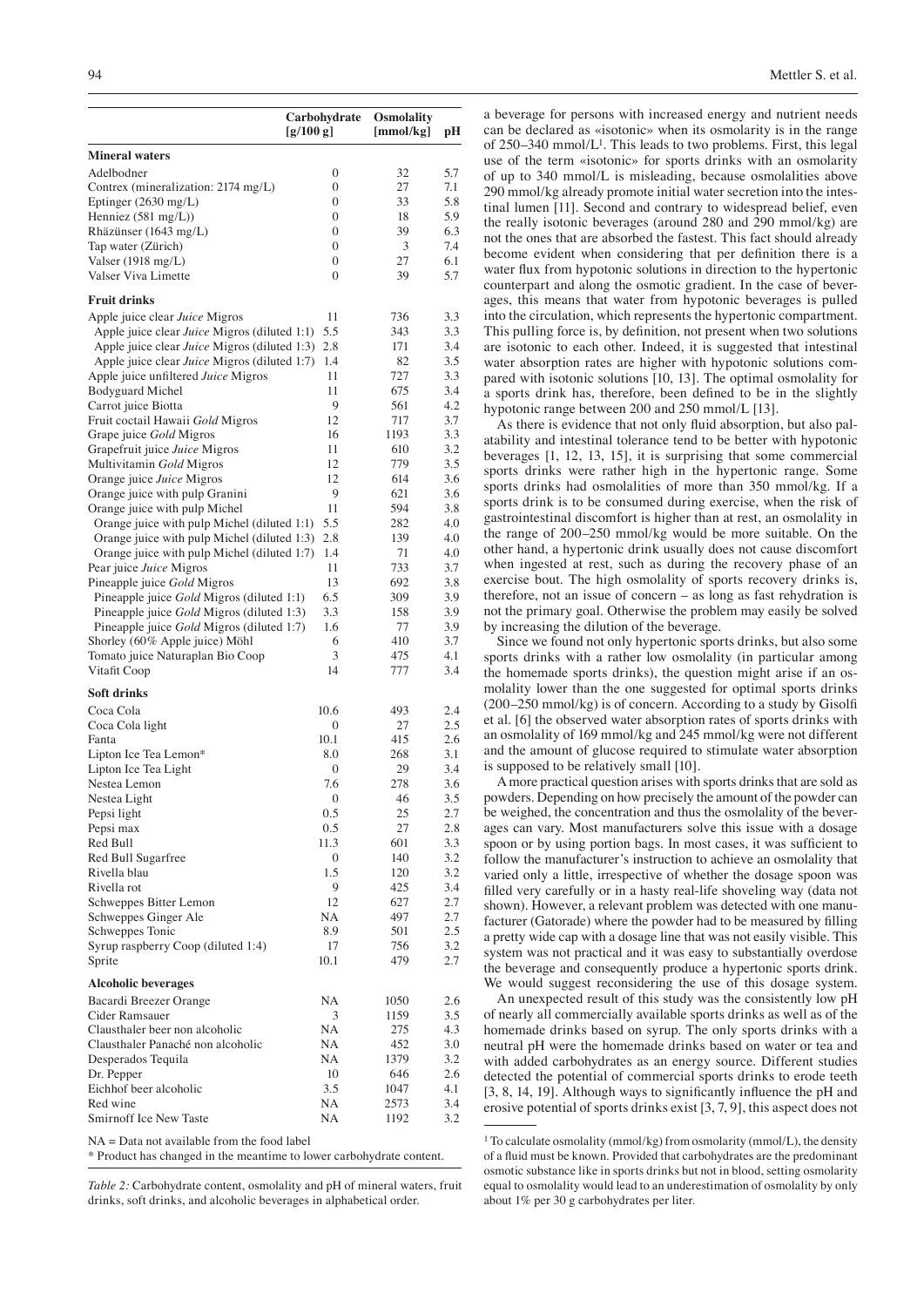| | Carbohydrate [g/100 g] | Osmolality [mmol/kg] | pH |
|---|---|---|---|
| **Mineral waters** | | | |
| Adelbodner | 0 | 32 | 5.7 |
| Contrex (mineralization: 2174 mg/L) | 0 | 27 | 7.1 |
| Eptinger (2630 mg/L) | 0 | 33 | 5.8 |
| Henniez (581 mg/L)) | 0 | 18 | 5.9 |
| Rhäzünser (1643 mg/L) | 0 | 39 | 6.3 |
| Tap water (Zürich) | 0 | 3 | 7.4 |
| Valser (1918 mg/L) | 0 | 27 | 6.1 |
| Valser Viva Limette | 0 | 39 | 5.7 |
| **Fruit drinks** | | | |
| Apple juice clear *Juice* Migros | 11 | 736 | 3.3 |
| Apple juice clear *Juice* Migros (diluted 1:1) | 5.5 | 343 | 3.3 |
| Apple juice clear *Juice* Migros (diluted 1:3) | 2.8 | 171 | 3.4 |
| Apple juice clear *Juice* Migros (diluted 1:7) | 1.4 | 82 | 3.5 |
| Apple juice unfiltered *Juice* Migros | 11 | 727 | 3.3 |
| Bodyguard Michel | 11 | 675 | 3.4 |
| Carrot juice Biotta | 9 | 561 | 4.2 |
| Fruit coctail Hawaii *Gold* Migros | 12 | 717 | 3.7 |
| Grape juice *Gold* Migros | 16 | 1193 | 3.3 |
| Grapefruit juice *Juice* Migros | 11 | 610 | 3.2 |
| Multivitamin *Gold* Migros | 12 | 779 | 3.5 |
| Orange juice *Juice* Migros | 12 | 614 | 3.6 |
| Orange juice with pulp Granini | 9 | 621 | 3.6 |
| Orange juice with pulp Michel | 11 | 594 | 3.8 |
| Orange juice with pulp Michel (diluted 1:1) | 5.5 | 282 | 4.0 |
| Orange juice with pulp Michel (diluted 1:3) | 2.8 | 139 | 4.0 |
| Orange juice with pulp Michel (diluted 1:7) | 1.4 | 71 | 4.0 |
| Pear juice *Juice* Migros | 11 | 733 | 3.7 |
| Pineapple juice *Gold* Migros | 13 | 692 | 3.8 |
| Pineapple juice *Gold* Migros (diluted 1:1) | 6.5 | 309 | 3.9 |
| Pineapple juice *Gold* Migros (diluted 1:3) | 3.3 | 158 | 3.9 |
| Pineapple juice *Gold* Migros (diluted 1:7) | 1.6 | 77 | 3.9 |
| Shorley (60% Apple juice) Möhl | 6 | 410 | 3.7 |
| Tomato juice Naturaplan Bio Coop | 3 | 475 | 4.1 |
| Vitafit Coop | 14 | 777 | 3.4 |
| **Soft drinks** | | | |
| Coca Cola | 10.6 | 493 | 2.4 |
| Coca Cola light | 0 | 27 | 2.5 |
| Fanta | 10.1 | 415 | 2.6 |
| Lipton Ice Tea Lemon* | 8.0 | 268 | 3.1 |
| Lipton Ice Tea Light | 0 | 29 | 3.4 |
| Nestea Lemon | 7.6 | 278 | 3.6 |
| Nestea Light | 0 | 46 | 3.5 |
| Pepsi light | 0.5 | 25 | 2.7 |
| Pepsi max | 0.5 | 27 | 2.8 |
| Red Bull | 11.3 | 601 | 3.3 |
| Red Bull Sugarfree | 0 | 140 | 3.2 |
| Rivella blau | 1.5 | 120 | 3.2 |
| Rivella rot | 9 | 425 | 3.4 |
| Schweppes Bitter Lemon | 12 | 627 | 2.7 |
| Schweppes Ginger Ale | NA | 497 | 2.7 |
| Schweppes Tonic | 8.9 | 501 | 2.5 |
| Syrup raspberry Coop (diluted 1:4) | 17 | 756 | 3.2 |
| Sprite | 10.1 | 479 | 2.7 |
| **Alcoholic beverages** | | | |
| Bacardi Breezer Orange | NA | 1050 | 2.6 |
| Cider Ramsauer | 3 | 1159 | 3.5 |
| Clausthaler beer non alcoholic | NA | 275 | 4.3 |
| Clausthaler Panaché non alcoholic | NA | 452 | 3.0 |
| Desperados Tequila | NA | 1379 | 3.2 |
| Dr. Pepper | 10 | 646 | 2.6 |
| Eichhof beer alcoholic | 3.5 | 1047 | 4.1 |
| Red wine | NA | 2573 | 3.4 |
| Smirnoff Ice New Taste | NA | 1192 | 3.2 |

NA = Data not available from the food label

\* Product has changed in the meantime to lower carbohydrate content.

*Table 2:* Carbohydrate content, osmolality and pH of mineral waters, fruit drinks, soft drinks, and alcoholic beverages in alphabetical order.

a beverage for persons with increased energy and nutrient needs can be declared as «isotonic» when its osmolarity is in the range of 250–340 mmol/L[1]. This leads to two problems. First, this legal use of the term «isotonic» for sports drinks with an osmolarity of up to 340 mmol/L is misleading, because osmolalities above 290 mmol/kg already promote initial water secretion into the intestinal lumen [11]. Second and contrary to widespread belief, even the really isotonic beverages (around 280 and 290 mmol/kg) are not the ones that are absorbed the fastest. This fact should already become evident when considering that per definition there is a water flux from hypotonic solutions in direction to the hypertonic counterpart and along the osmotic gradient. In the case of beverages, this means that water from hypotonic beverages is pulled into the circulation, which represents the hypertonic compartment. This pulling force is, by definition, not present when two solutions are isotonic to each other. Indeed, it is suggested that intestinal water absorption rates are higher with hypotonic solutions compared with isotonic solutions [10, 13]. The optimal osmolality for a sports drink has, therefore, been defined to be in the slightly hypotonic range between 200 and 250 mmol/L [13].

As there is evidence that not only fluid absorption, but also palatability and intestinal tolerance tend to be better with hypotonic beverages [1, 12, 13, 15], it is surprising that some commercial sports drinks were rather high in the hypertonic range. Some sports drinks had osmolalities of more than 350 mmol/kg. If a sports drink is to be consumed during exercise, when the risk of gastrointestinal discomfort is higher than at rest, an osmolality in the range of 200–250 mmol/kg would be more suitable. On the other hand, a hypertonic drink usually does not cause discomfort when ingested at rest, such as during the recovery phase of an exercise bout. The high osmolality of sports recovery drinks is, therefore, not an issue of concern – as long as fast rehydration is not the primary goal. Otherwise the problem may easily be solved by increasing the dilution of the beverage.

Since we found not only hypertonic sports drinks, but also some sports drinks with a rather low osmolality (in particular among the homemade sports drinks), the question might arise if an osmolality lower than the one suggested for optimal sports drinks (200–250 mmol/kg) is of concern. According to a study by Gisolfi et al. [6] the observed water absorption rates of sports drinks with an osmolality of 169 mmol/kg and 245 mmol/kg were not different and the amount of glucose required to stimulate water absorption is supposed to be relatively small [10].

A more practical question arises with sports drinks that are sold as powders. Depending on how precisely the amount of the powder can be weighed, the concentration and thus the osmolality of the beverages can vary. Most manufacturers solve this issue with a dosage spoon or by using portion bags. In most cases, it was sufficient to follow the manufacturer's instruction to achieve an osmolality that varied only a little, irrespective of whether the dosage spoon was filled very carefully or in a hasty real-life shoveling way (data not shown). However, a relevant problem was detected with one manufacturer (Gatorade) where the powder had to be measured by filling a pretty wide cap with a dosage line that was not easily visible. This system was not practical and it was easy to substantially overdose the beverage and consequently produce a hypertonic sports drink. We would suggest reconsidering the use of this dosage system.

An unexpected result of this study was the consistently low pH of nearly all commercially available sports drinks as well as of the homemade drinks based on syrup. The only sports drinks with a neutral pH were the homemade drinks based on water or tea and with added carbohydrates as an energy source. Different studies detected the potential of commercial sports drinks to erode teeth [3, 8, 14, 19]. Although ways to significantly influence the pH and erosive potential of sports drinks exist [3, 7, 9], this aspect does not

[1] To calculate osmolality (mmol/kg) from osmolarity (mmol/L), the density of a fluid must be known. Provided that carbohydrates are the predominant osmotic substance like in sports drinks but not in blood, setting osmolarity equal to osmolality would lead to an underestimation of osmolality by only about 1% per 30 g carbohydrates per liter.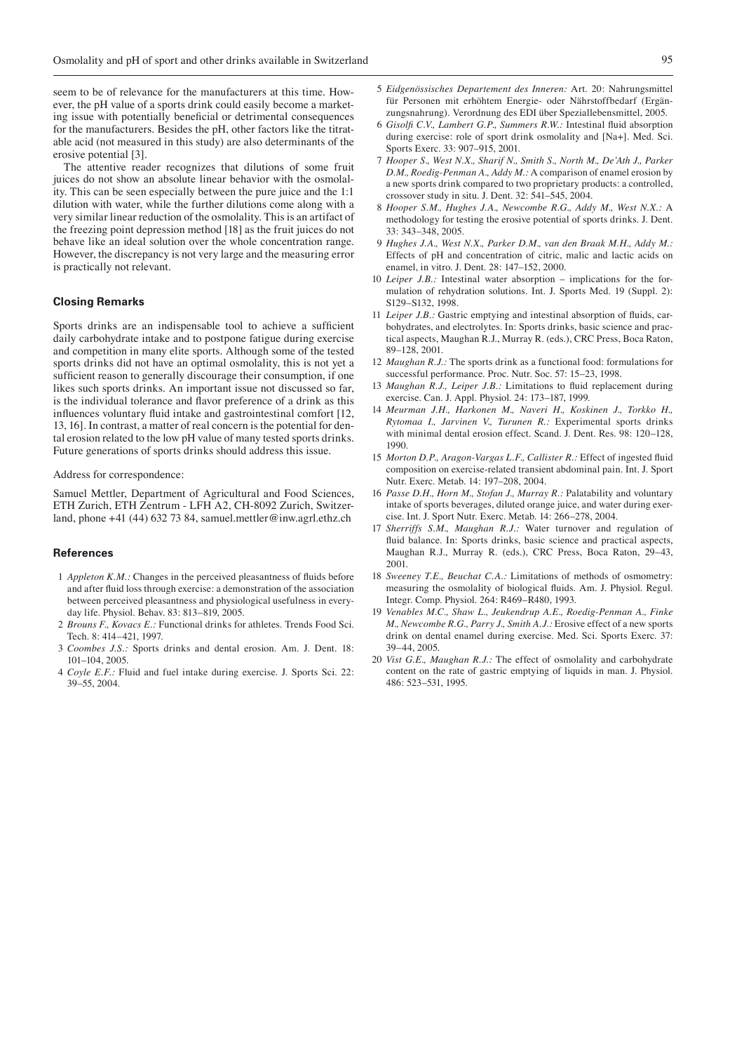seem to be of relevance for the manufacturers at this time. However, the pH value of a sports drink could easily become a marketing issue with potentially beneficial or detrimental consequences for the manufacturers. Besides the pH, other factors like the titratable acid (not measured in this study) are also determinants of the erosive potential [3].

The attentive reader recognizes that dilutions of some fruit juices do not show an absolute linear behavior with the osmolality. This can be seen especially between the pure juice and the 1:1 dilution with water, while the further dilutions come along with a very similar linear reduction of the osmolality. This is an artifact of the freezing point depression method [18] as the fruit juices do not behave like an ideal solution over the whole concentration range. However, the discrepancy is not very large and the measuring error is practically not relevant.

## Closing Remarks

Sports drinks are an indispensable tool to achieve a sufficient daily carbohydrate intake and to postpone fatigue during exercise and competition in many elite sports. Although some of the tested sports drinks did not have an optimal osmolality, this is not yet a sufficient reason to generally discourage their consumption, if one likes such sports drinks. An important issue not discussed so far, is the individual tolerance and flavor preference of a drink as this influences voluntary fluid intake and gastrointestinal comfort [12, 13, 16]. In contrast, a matter of real concern is the potential for dental erosion related to the low pH value of many tested sports drinks. Future generations of sports drinks should address this issue.

Address for correspondence:

Samuel Mettler, Department of Agricultural and Food Sciences, ETH Zurich, ETH Zentrum - LFH A2, CH-8092 Zurich, Switzerland, phone +41 (44) 632 73 84, samuel.mettler@inw.agrl.ethz.ch

## References

1 *Appleton K.M.:* Changes in the perceived pleasantness of fluids before and after fluid loss through exercise: a demonstration of the association between perceived pleasantness and physiological usefulness in everyday life. Physiol. Behav. 83: 813–819, 2005.

2 *Brouns F., Kovacs E.:* Functional drinks for athletes. Trends Food Sci. Tech. 8: 414–421, 1997.

3 *Coombes J.S.:* Sports drinks and dental erosion. Am. J. Dent. 18: 101–104, 2005.

4 *Coyle E.F.:* Fluid and fuel intake during exercise. J. Sports Sci. 22: 39–55, 2004.

5 *Eidgenössisches Departement des Inneren:* Art. 20: Nahrungsmittel für Personen mit erhöhtem Energie- oder Nährstoffbedarf (Ergänzungsnahrung). Verordnung des EDI über Speziallebensmittel, 2005.

6 *Gisolfi C.V., Lambert G.P., Summers R.W.:* Intestinal fluid absorption during exercise: role of sport drink osmolality and [Na+]. Med. Sci. Sports Exerc. 33: 907–915, 2001.

7 *Hooper S., West N.X., Sharif N., Smith S., North M., De'Ath J., Parker D.M., Roedig-Penman A., Addy M.:* A comparison of enamel erosion by a new sports drink compared to two proprietary products: a controlled, crossover study in situ. J. Dent. 32: 541–545, 2004.

8 *Hooper S.M., Hughes J.A., Newcombe R.G., Addy M., West N.X.:* A methodology for testing the erosive potential of sports drinks. J. Dent. 33: 343–348, 2005.

9 *Hughes J.A., West N.X., Parker D.M., van den Braak M.H., Addy M.:* Effects of pH and concentration of citric, malic and lactic acids on enamel, in vitro. J. Dent. 28: 147–152, 2000.

10 *Leiper J.B.:* Intestinal water absorption – implications for the formulation of rehydration solutions. Int. J. Sports Med. 19 (Suppl. 2): S129–S132, 1998.

11 *Leiper J.B.:* Gastric emptying and intestinal absorption of fluids, carbohydrates, and electrolytes. In: Sports drinks, basic science and practical aspects, Maughan R.J., Murray R. (eds.), CRC Press, Boca Raton, 89–128, 2001.

12 *Maughan R.J.:* The sports drink as a functional food: formulations for successful performance. Proc. Nutr. Soc. 57: 15–23, 1998.

13 *Maughan R.J., Leiper J.B.:* Limitations to fluid replacement during exercise. Can. J. Appl. Physiol. 24: 173–187, 1999.

14 *Meurman J.H., Harkonen M., Naveri H., Koskinen J., Torkko H., Rytomaa I., Jarvinen V., Turunen R.:* Experimental sports drinks with minimal dental erosion effect. Scand. J. Dent. Res. 98: 120–128, 1990.

15 *Morton D.P., Aragon-Vargas L.F., Callister R.:* Effect of ingested fluid composition on exercise-related transient abdominal pain. Int. J. Sport Nutr. Exerc. Metab. 14: 197–208, 2004.

16 *Passe D.H., Horn M., Stofan J., Murray R.:* Palatability and voluntary intake of sports beverages, diluted orange juice, and water during exercise. Int. J. Sport Nutr. Exerc. Metab. 14: 266–278, 2004.

17 *Sherriffs S.M., Maughan R.J.:* Water turnover and regulation of fluid balance. In: Sports drinks, basic science and practical aspects, Maughan R.J., Murray R. (eds.), CRC Press, Boca Raton, 29–43, 2001.

18 *Sweeney T.E., Beuchat C.A.:* Limitations of methods of osmometry: measuring the osmolality of biological fluids. Am. J. Physiol. Regul. Integr. Comp. Physiol. 264: R469–R480, 1993.

19 *Venables M.C., Shaw L., Jeukendrup A.E., Roedig-Penman A., Finke M., Newcombe R.G., Parry J., Smith A.J.:* Erosive effect of a new sports drink on dental enamel during exercise. Med. Sci. Sports Exerc. 37: 39–44, 2005.

20 *Vist G.E., Maughan R.J.:* The effect of osmolality and carbohydrate content on the rate of gastric emptying of liquids in man. J. Physiol. 486: 523–531, 1995.